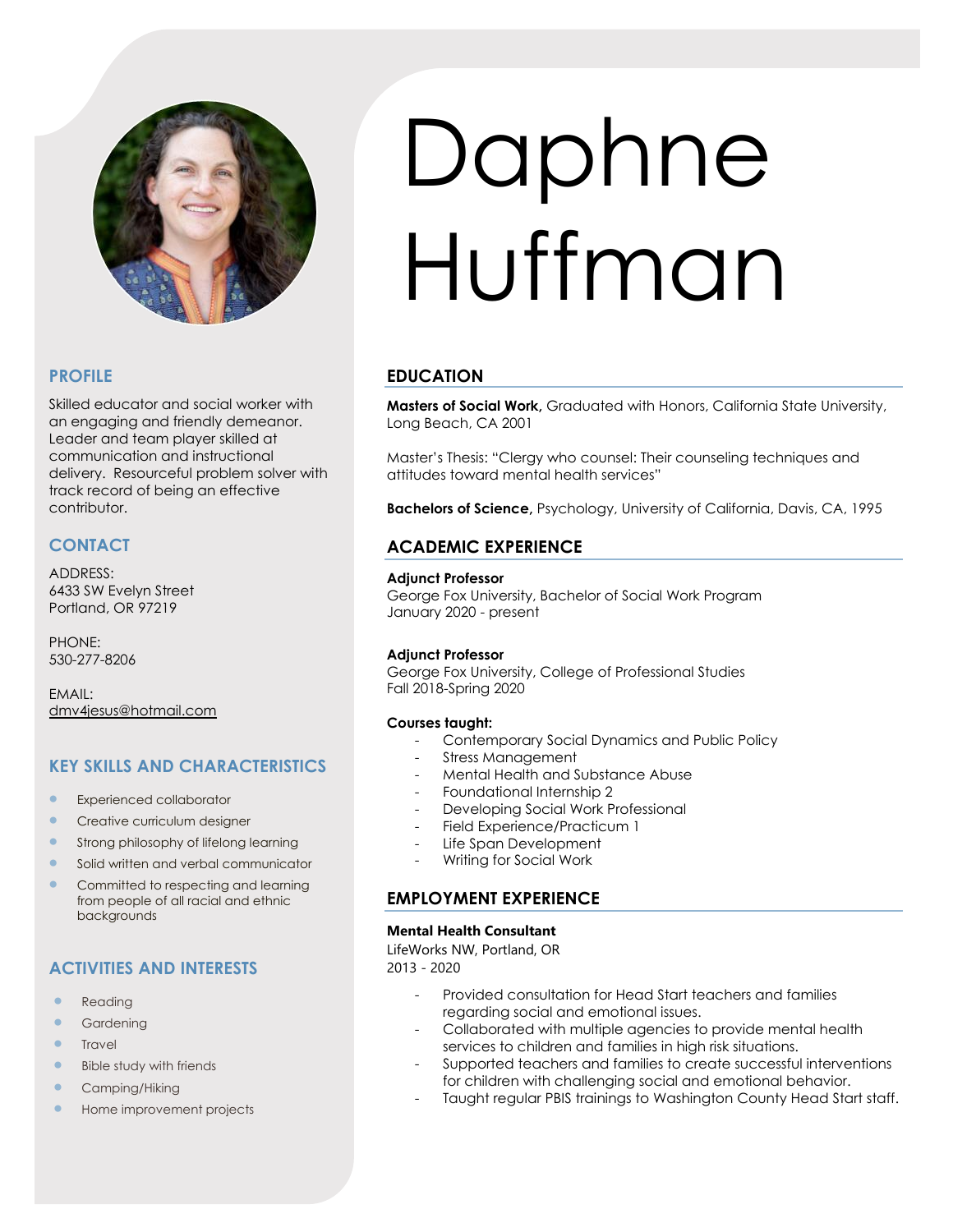# Daphne Huffman

## PROFILE

Skilled educator and social worker with an engaging and friendly demeanor. Leader and team player skilled at communication and instructional delivery. Resourceful problem solver with track record of being an effective contributor.

## CONTACT

ADDRESS:
6433 SW Evelyn Street
Portland, OR 97219

PHONE:
530-277-8206

EMAIL:
dmv4jesus@hotmail.com

## KEY SKILLS AND CHARACTERISTICS

- Experienced collaborator
- Creative curriculum designer
- Strong philosophy of lifelong learning
- Solid written and verbal communicator
- Committed to respecting and learning from people of all racial and ethnic backgrounds

## ACTIVITIES AND INTERESTS

- Reading
- Gardening
- Travel
- Bible study with friends
- Camping/Hiking
- Home improvement projects

## EDUCATION

**Masters of Social Work,** Graduated with Honors, California State University, Long Beach, CA 2001

Master's Thesis: "Clergy who counsel: Their counseling techniques and attitudes toward mental health services"

**Bachelors of Science,** Psychology, University of California, Davis, CA, 1995

## ACADEMIC EXPERIENCE

**Adjunct Professor**
George Fox University, Bachelor of Social Work Program
January 2020 - present

**Adjunct Professor**
George Fox University, College of Professional Studies
Fall 2018-Spring 2020

**Courses taught:**

- Contemporary Social Dynamics and Public Policy
- Stress Management
- Mental Health and Substance Abuse
- Foundational Internship 2
- Developing Social Work Professional
- Field Experience/Practicum 1
- Life Span Development
- Writing for Social Work

## EMPLOYMENT EXPERIENCE

**Mental Health Consultant**
LifeWorks NW, Portland, OR
2013 - 2020

- Provided consultation for Head Start teachers and families regarding social and emotional issues.
- Collaborated with multiple agencies to provide mental health services to children and families in high risk situations.
- Supported teachers and families to create successful interventions for children with challenging social and emotional behavior.
- Taught regular PBIS trainings to Washington County Head Start staff.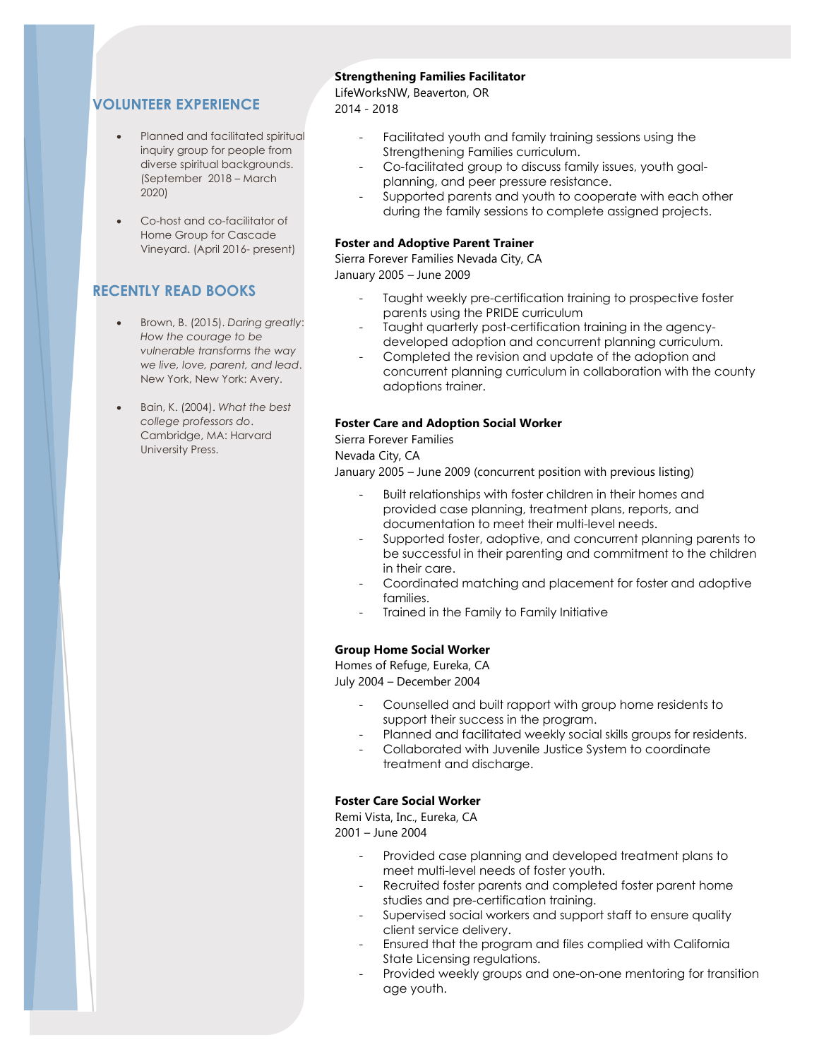## VOLUNTEER EXPERIENCE

- Planned and facilitated spiritual inquiry group for people from diverse spiritual backgrounds. (September 2018 – March 2020)
- Co-host and co-facilitator of Home Group for Cascade Vineyard. (April 2016- present)

## RECENTLY READ BOOKS

- Brown, B. (2015). *Daring greatly: How the courage to be vulnerable transforms the way we live, love, parent, and lead*. New York, New York: Avery.
- Bain, K. (2004). *What the best college professors do*. Cambridge, MA: Harvard University Press.

**Strengthening Families Facilitator**
LifeWorksNW, Beaverton, OR
2014 - 2018

- Facilitated youth and family training sessions using the Strengthening Families curriculum.
- Co-facilitated group to discuss family issues, youth goal-planning, and peer pressure resistance.
- Supported parents and youth to cooperate with each other during the family sessions to complete assigned projects.

**Foster and Adoptive Parent Trainer**
Sierra Forever Families Nevada City, CA
January 2005 – June 2009

- Taught weekly pre-certification training to prospective foster parents using the PRIDE curriculum
- Taught quarterly post-certification training in the agency-developed adoption and concurrent planning curriculum.
- Completed the revision and update of the adoption and concurrent planning curriculum in collaboration with the county adoptions trainer.

**Foster Care and Adoption Social Worker**
Sierra Forever Families
Nevada City, CA
January 2005 – June 2009 (concurrent position with previous listing)

- Built relationships with foster children in their homes and provided case planning, treatment plans, reports, and documentation to meet their multi-level needs.
- Supported foster, adoptive, and concurrent planning parents to be successful in their parenting and commitment to the children in their care.
- Coordinated matching and placement for foster and adoptive families.
- Trained in the Family to Family Initiative

**Group Home Social Worker**
Homes of Refuge, Eureka, CA
July 2004 – December 2004

- Counselled and built rapport with group home residents to support their success in the program.
- Planned and facilitated weekly social skills groups for residents.
- Collaborated with Juvenile Justice System to coordinate treatment and discharge.

**Foster Care Social Worker**
Remi Vista, Inc., Eureka, CA
2001 – June 2004

- Provided case planning and developed treatment plans to meet multi-level needs of foster youth.
- Recruited foster parents and completed foster parent home studies and pre-certification training.
- Supervised social workers and support staff to ensure quality client service delivery.
- Ensured that the program and files complied with California State Licensing regulations.
- Provided weekly groups and one-on-one mentoring for transition age youth.